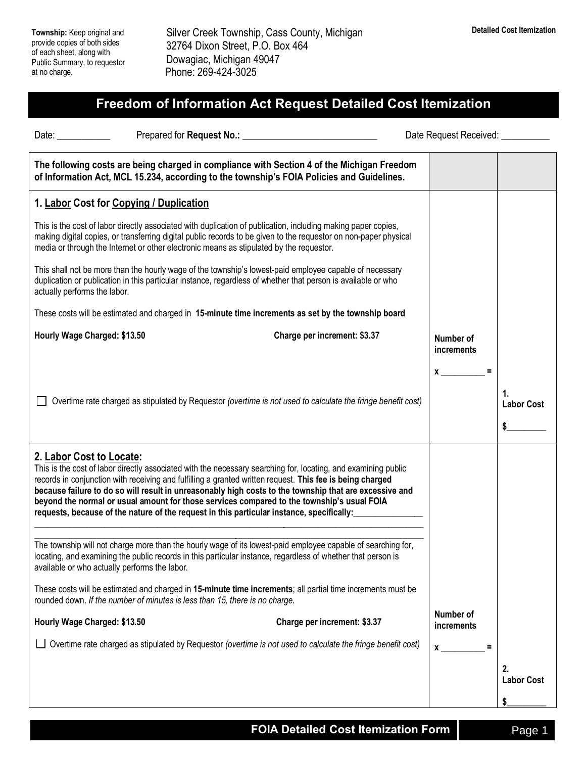**Township:** Keep original and provide copies of both sides of each sheet, along with Public Summary, to requestor at no charge.

Silver Creek Township, Cass County, Michigan
32764 Dixon Street, P.O. Box 464
Dowagiac, Michigan 49047
Phone: 269-424-3025

**Detailed Cost Itemization**

# Freedom of Information Act Request Detailed Cost Itemization

Date: ___________ Prepared for **Request No.:** ____________________________ Date Request Received: __________

| **The following costs are being charged in compliance with Section 4 of the Michigan Freedom of Information Act, MCL 15.234, according to the township's FOIA Policies and Guidelines.** | | |
|---|---|---|
| **1. Labor Cost for Copying / Duplication**<br><br>This is the cost of labor directly associated with duplication of publication, including making paper copies, making digital copies, or transferring digital public records to be given to the requestor on non-paper physical media or through the Internet or other electronic means as stipulated by the requestor.<br><br>This shall not be more than the hourly wage of the township's lowest-paid employee capable of necessary duplication or publication in this particular instance, regardless of whether that person is available or who actually performs the labor.<br><br>These costs will be estimated and charged in **15-minute time increments as set by the township board**<br><br>**Hourly Wage Charged: $13.50** **Charge per increment: $3.37**<br><br>☐ Overtime rate charged as stipulated by Requestor *(overtime is not used to calculate the fringe benefit cost)* | **Number of increments**<br><br>**x** __________ **=** | **1. Labor Cost**<br><br>**$**_________ |
| **2. Labor Cost to Locate:**<br>This is the cost of labor directly associated with the necessary searching for, locating, and examining public records in conjunction with receiving and fulfilling a granted written request. **This fee is being charged because failure to do so will result in unreasonably high costs to the township that are excessive and beyond the normal or usual amount for those services compared to the township's usual FOIA requests, because of the nature of the request in this particular instance, specifically:**________________<br>________________________________________________________________________________<br>________________________________________________________________________________<br><br>The township will not charge more than the hourly wage of its lowest-paid employee capable of searching for, locating, and examining the public records in this particular instance, regardless of whether that person is available or who actually performs the labor.<br><br>These costs will be estimated and charged in **15-minute time increments**; all partial time increments must be rounded down. *If the number of minutes is less than 15, there is no charge.*<br><br>**Hourly Wage Charged: $13.50** **Charge per increment: $3.37**<br><br>☐ Overtime rate charged as stipulated by Requestor *(overtime is not used to calculate the fringe benefit cost)* | **Number of increments**<br><br>**x** __________ **=** | **2. Labor Cost**<br><br>**$**_________ |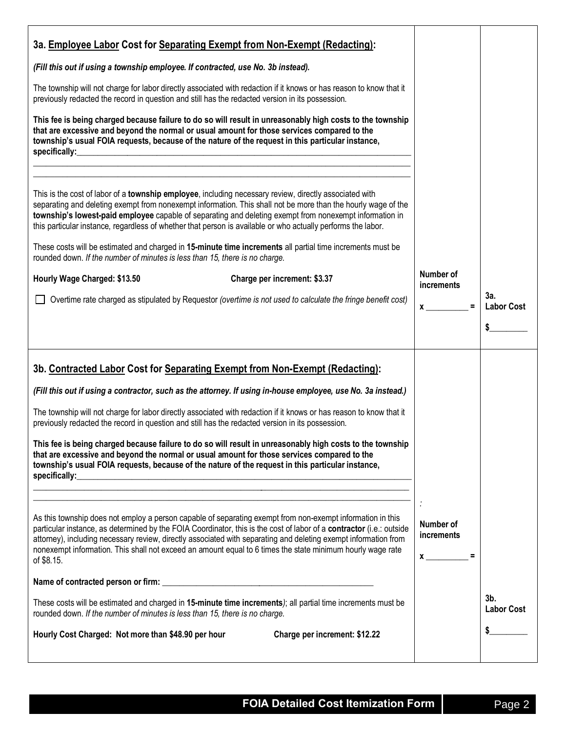## 3a. Employee Labor Cost for Separating Exempt from Non-Exempt (Redacting):

*(Fill this out if using a township employee. If contracted, use No. 3b instead).*

The township will not charge for labor directly associated with redaction if it knows or has reason to know that it previously redacted the record in question and still has the redacted version in its possession.

**This fee is being charged because failure to do so will result in unreasonably high costs to the township that are excessive and beyond the normal or usual amount for those services compared to the township's usual FOIA requests, because of the nature of the request in this particular instance, specifically:**\_\_\_\_\_\_\_\_\_\_\_\_\_\_\_\_\_\_\_\_\_\_\_\_\_\_\_\_\_\_\_\_\_\_\_\_\_\_\_\_\_\_\_\_\_\_\_\_

\_\_\_\_\_\_\_\_\_\_\_\_\_\_\_\_\_\_\_\_\_\_\_\_\_\_\_\_\_\_\_\_\_\_\_\_\_\_\_\_\_\_\_\_\_\_\_\_\_\_\_\_\_\_\_\_\_\_\_\_\_\_\_\_\_\_\_\_\_\_\_\_

\_\_\_\_\_\_\_\_\_\_\_\_\_\_\_\_\_\_\_\_\_\_\_\_\_\_\_\_\_\_\_\_\_\_\_\_\_\_\_\_\_\_\_\_\_\_\_\_\_\_\_\_\_\_\_\_\_\_\_\_\_\_\_\_\_\_\_\_\_\_\_\_

This is the cost of labor of a **township employee**, including necessary review, directly associated with separating and deleting exempt from nonexempt information. This shall not be more than the hourly wage of the **township's lowest-paid employee** capable of separating and deleting exempt from nonexempt information in this particular instance, regardless of whether that person is available or who actually performs the labor.

These costs will be estimated and charged in **15-minute time increments** all partial time increments must be rounded down. *If the number of minutes is less than 15, there is no charge.*

**Hourly Wage Charged: $13.50** **Charge per increment: $3.37**

☐ Overtime rate charged as stipulated by Requestor *(overtime is not used to calculate the fringe benefit cost)*

**Number of increments**

**x** \_\_\_\_\_\_\_\_\_\_ **=**

**3a. Labor Cost**

**$**\_\_\_\_\_\_\_\_\_

## 3b. Contracted Labor Cost for Separating Exempt from Non-Exempt (Redacting):

***(Fill this out if using a contractor, such as the attorney. If using in-house employee, use No. 3a instead.)***

The township will not charge for labor directly associated with redaction if it knows or has reason to know that it previously redacted the record in question and still has the redacted version in its possession.

**This fee is being charged because failure to do so will result in unreasonably high costs to the township that are excessive and beyond the normal or usual amount for those services compared to the township's usual FOIA requests, because of the nature of the request in this particular instance, specifically:**\_\_\_\_\_\_\_\_\_\_\_\_\_\_\_\_\_\_\_\_\_\_\_\_\_\_\_\_\_\_\_\_\_\_\_\_\_\_\_\_\_\_\_\_\_\_\_\_

\_\_\_\_\_\_\_\_\_\_\_\_\_\_\_\_\_\_\_\_\_\_\_\_\_\_\_\_\_\_\_\_\_\_\_\_\_\_\_\_\_\_\_\_\_\_\_\_\_\_\_\_\_\_\_\_\_\_\_\_\_\_\_\_\_\_\_\_\_\_\_\_

\_\_\_\_\_\_\_\_\_\_\_\_\_\_\_\_\_\_\_\_\_\_\_\_\_\_\_\_\_\_\_\_\_\_\_\_\_\_\_\_\_\_\_\_\_\_\_\_\_\_\_\_\_\_\_\_\_\_\_\_\_\_\_\_\_\_\_\_\_\_\_\_

As this township does not employ a person capable of separating exempt from non-exempt information in this particular instance, as determined by the FOIA Coordinator, this is the cost of labor of a **contractor** (i.e.: outside attorney), including necessary review, directly associated with separating and deleting exempt information from nonexempt information. This shall not exceed an amount equal to 6 times the state minimum hourly wage rate of $8.15.

**Name of contracted person or firm:** \_\_\_\_\_\_\_\_\_\_\_\_\_\_\_\_\_\_\_\_\_\_\_\_\_\_\_\_\_\_\_\_\_\_\_\_\_\_\_\_\_\_\_\_\_\_\_\_

These costs will be estimated and charged in **15-minute time increments**); all partial time increments must be rounded down. *If the number of minutes is less than 15, there is no charge.*

**Hourly Cost Charged: Not more than $48.90 per hour** **Charge per increment: $12.22**

**Number of increments**

**x** \_\_\_\_\_\_\_\_\_\_ **=**

**3b. Labor Cost**

**$**\_\_\_\_\_\_\_\_\_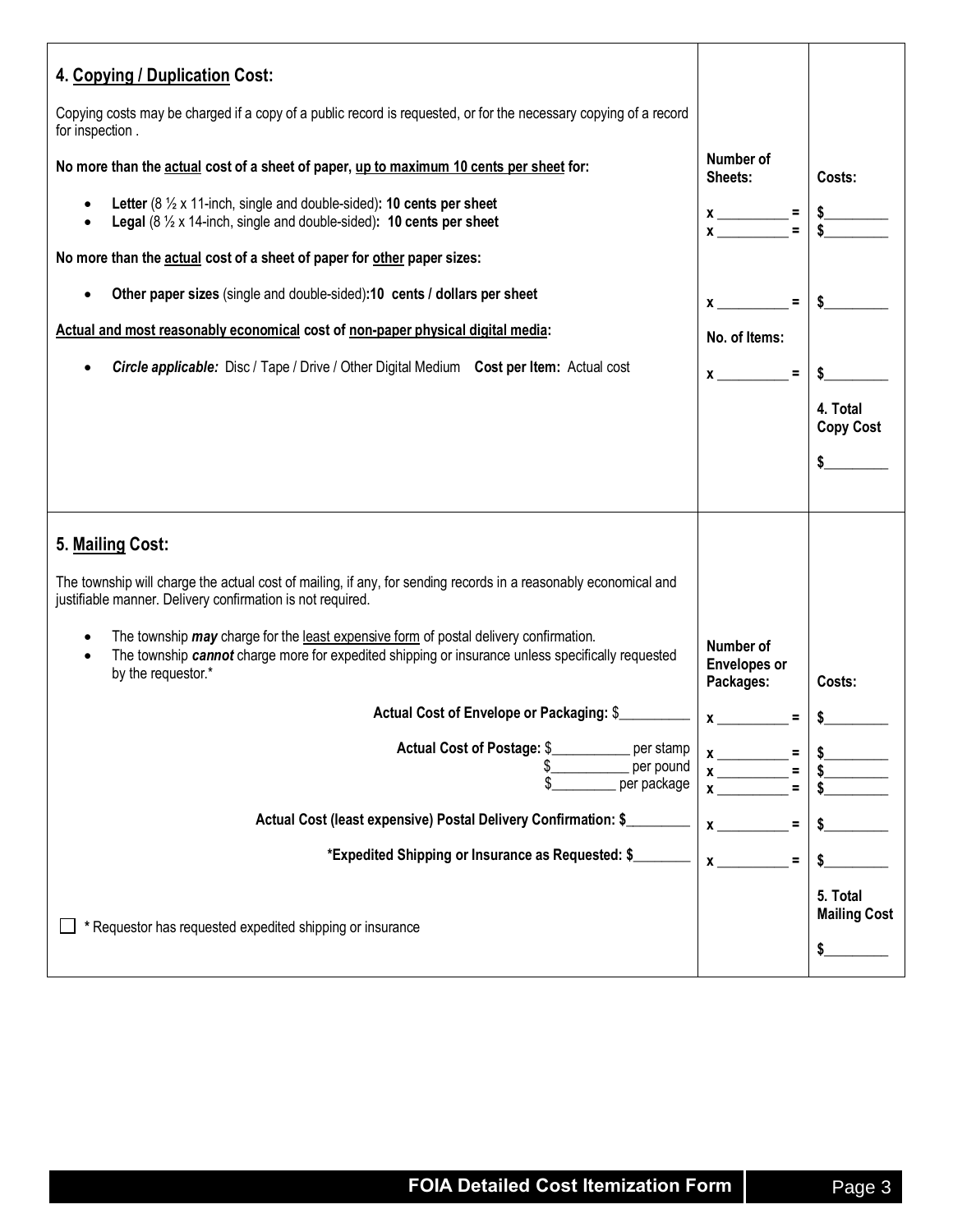| **4. <u>Copying / Duplication</u> Cost:** | | |
|---|---|---|
| Copying costs may be charged if a copy of a public record is requested, or for the necessary copying of a record for inspection . | | |
| **No more than the <u>actual</u> cost of a sheet of paper, <u>up to maximum 10 cents per sheet</u> for:** | **Number of Sheets:** | **Costs:** |
| • **Letter** (8 ½ x 11-inch, single and double-sided)**: 10 cents per sheet** | **x** __________ **=** | **$**_________ |
| • **Legal** (8 ½ x 14-inch, single and double-sided)**: 10 cents per sheet** | **x** __________ **=** | **$**_________ |
| **No more than the <u>actual</u> cost of a sheet of paper for <u>other</u> paper sizes:** | | |
| • **Other paper sizes** (single and double-sided)**:10 cents / dollars per sheet** | **x** __________ **=** | **$**_________ |
| **<u>Actual and most reasonably economical</u> cost of <u>non-paper physical digital media</u>:** | **No. of Items:** | |
| • ***Circle applicable:*** Disc / Tape / Drive / Other Digital Medium **Cost per Item:** Actual cost | **x** __________ **=** | **$**_________ |
| | | **4. Total Copy Cost** **$**_________ |

| **5. <u>Mailing</u> Cost:** | | |
|---|---|---|
| The township will charge the actual cost of mailing, if any, for sending records in a reasonably economical and justifiable manner. Delivery confirmation is not required. | | |
| • The township ***may*** charge for the <u>least expensive form</u> of postal delivery confirmation. • The township ***cannot*** charge more for expedited shipping or insurance unless specifically requested by the requestor.* | **Number of Envelopes or Packages:** | **Costs:** |
| **Actual Cost of Envelope or Packaging:** $__________ | **x** __________ **=** | **$**_________ |
| **Actual Cost of Postage:** $___________ per stamp | **x** __________ **=** | **$**_________ |
| $___________ per pound | **x** __________ **=** | **$**_________ |
| $_________ per package | **x** __________ **=** | **$**_________ |
| **Actual Cost (least expensive) Postal Delivery Confirmation: $**_________ | **x** __________ **=** | **$**_________ |
| ***Expedited Shipping or Insurance as Requested: $**________ | **x** __________ **=** | **$**_________ |
| ☐ * Requestor has requested expedited shipping or insurance | | **5. Total Mailing Cost** **$**_________ |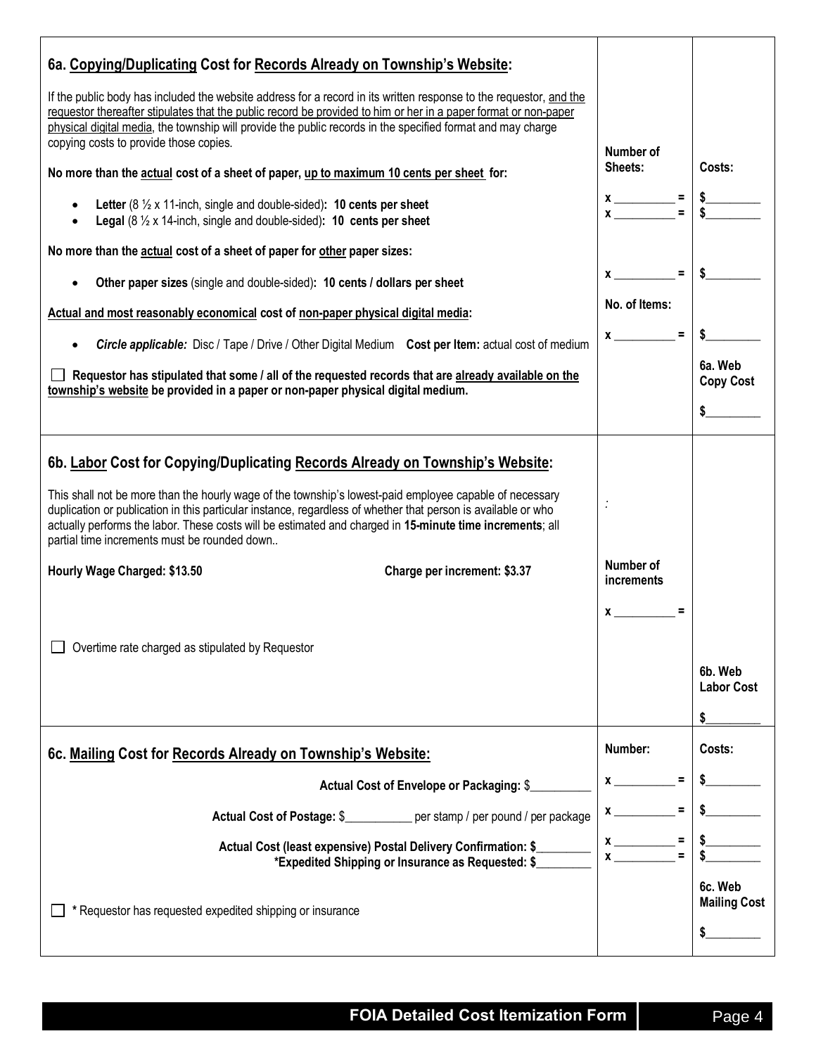## 6a. Copying/Duplicating Cost for Records Already on Township's Website:

If the public body has included the website address for a record in its written response to the requestor, and the requestor thereafter stipulates that the public record be provided to him or her in a paper format or non-paper physical digital media, the township will provide the public records in the specified format and may charge copying costs to provide those copies.

| | Number of Sheets: | Costs: |
|---|---|---|
| **No more than the actual cost of a sheet of paper, up to maximum 10 cents per sheet for:** | | |
| • **Letter** (8 ½ x 11-inch, single and double-sided)**: 10 cents per sheet** | x __________ = | $_________ |
| • **Legal** (8 ½ x 14-inch, single and double-sided)**: 10 cents per sheet** | x __________ = | $_________ |
| **No more than the actual cost of a sheet of paper for other paper sizes:** | | |
| • **Other paper sizes** (single and double-sided)**: 10 cents / dollars per sheet** | x __________ = | $_________ |
| **Actual and most reasonably economical cost of non-paper physical digital media:** | No. of Items: | |
| • ***Circle applicable:*** Disc / Tape / Drive / Other Digital Medium **Cost per Item:** actual cost of medium | x __________ = | $_________ |
| ☐ **Requestor has stipulated that some / all of the requested records that are already available on the township's website be provided in a paper or non-paper physical digital medium.** | | **6a. Web Copy Cost** $_________ |

## 6b. Labor Cost for Copying/Duplicating Records Already on Township's Website:

This shall not be more than the hourly wage of the township's lowest-paid employee capable of necessary duplication or publication in this particular instance, regardless of whether that person is available or who actually performs the labor. These costs will be estimated and charged in **15-minute time increments**; all partial time increments must be rounded down..

| | Number of increments | |
|---|---|---|
| **Hourly Wage Charged: $13.50** **Charge per increment: $3.37** | x __________ = | |
| ☐ Overtime rate charged as stipulated by Requestor | | **6b. Web Labor Cost** $_________ |

## 6c. Mailing Cost for Records Already on Township's Website:

| | Number: | Costs: |
|---|---|---|
| **Actual Cost of Envelope or Packaging:** $__________ | x __________ = | $_________ |
| **Actual Cost of Postage:** $___________ per stamp / per pound / per package | x __________ = | $_________ |
| **Actual Cost (least expensive) Postal Delivery Confirmation: $**_________ | x __________ = | $_________ |
| ***Expedited Shipping or Insurance as Requested: $**_________ | x __________ = | $_________ |
| ☐ * Requestor has requested expedited shipping or insurance | | **6c. Web Mailing Cost** $_________ |

**FOIA Detailed Cost Itemization Form**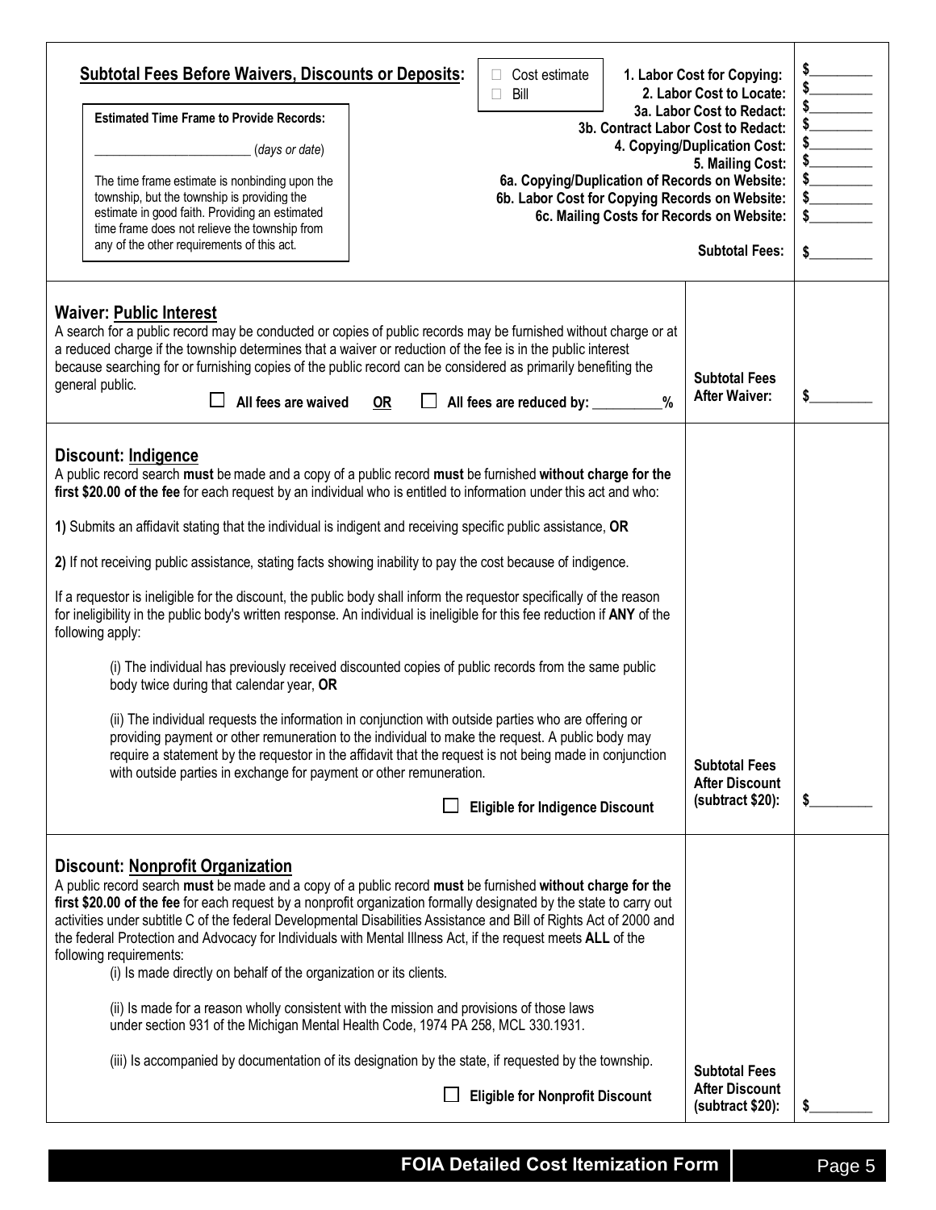**Subtotal Fees Before Waivers, Discounts or Deposits:**

☐ Cost estimate
☐ Bill

**Estimated Time Frame to Provide Records:**

________________________ (*days or date*)

The time frame estimate is nonbinding upon the township, but the township is providing the estimate in good faith. Providing an estimated time frame does not relieve the township from any of the other requirements of this act.

| | |
|---|---|
| **1. Labor Cost for Copying:** | $_________ |
| **2. Labor Cost to Locate:** | $_________ |
| **3a. Labor Cost to Redact:** | $_________ |
| **3b. Contract Labor Cost to Redact:** | $_________ |
| **4. Copying/Duplication Cost:** | $_________ |
| **5. Mailing Cost:** | $_________ |
| **6a. Copying/Duplication of Records on Website:** | $_________ |
| **6b. Labor Cost for Copying Records on Website:** | $_________ |
| **6c. Mailing Costs for Records on Website:** | $_________ |
| **Subtotal Fees:** | $_________ |

## Waiver: Public Interest

A search for a public record may be conducted or copies of public records may be furnished without charge or at a reduced charge if the township determines that a waiver or reduction of the fee is in the public interest because searching for or furnishing copies of the public record can be considered as primarily benefiting the general public.

☐ **All fees are waived** **OR** ☐ **All fees are reduced by: __________%**

**Subtotal Fees After Waiver:** $_________

## Discount: Indigence

A public record search **must** be made and a copy of a public record **must** be furnished **without charge for the first $20.00 of the fee** for each request by an individual who is entitled to information under this act and who:

**1)** Submits an affidavit stating that the individual is indigent and receiving specific public assistance, **OR**

**2)** If not receiving public assistance, stating facts showing inability to pay the cost because of indigence.

If a requestor is ineligible for the discount, the public body shall inform the requestor specifically of the reason for ineligibility in the public body's written response. An individual is ineligible for this fee reduction if **ANY** of the following apply:

(i) The individual has previously received discounted copies of public records from the same public body twice during that calendar year, **OR**

(ii) The individual requests the information in conjunction with outside parties who are offering or providing payment or other remuneration to the individual to make the request. A public body may require a statement by the requestor in the affidavit that the request is not being made in conjunction with outside parties in exchange for payment or other remuneration.

☐ **Eligible for Indigence Discount**

**Subtotal Fees After Discount (subtract $20):** $_________

## Discount: Nonprofit Organization

A public record search **must** be made and a copy of a public record **must** be furnished **without charge for the first $20.00 of the fee** for each request by a nonprofit organization formally designated by the state to carry out activities under subtitle C of the federal Developmental Disabilities Assistance and Bill of Rights Act of 2000 and the federal Protection and Advocacy for Individuals with Mental Illness Act, if the request meets **ALL** of the following requirements:

(i) Is made directly on behalf of the organization or its clients.

(ii) Is made for a reason wholly consistent with the mission and provisions of those laws under section 931 of the Michigan Mental Health Code, 1974 PA 258, MCL 330.1931.

(iii) Is accompanied by documentation of its designation by the state, if requested by the township.

☐ **Eligible for Nonprofit Discount**

**Subtotal Fees After Discount (subtract $20):** $_________

**FOIA Detailed Cost Itemization Form**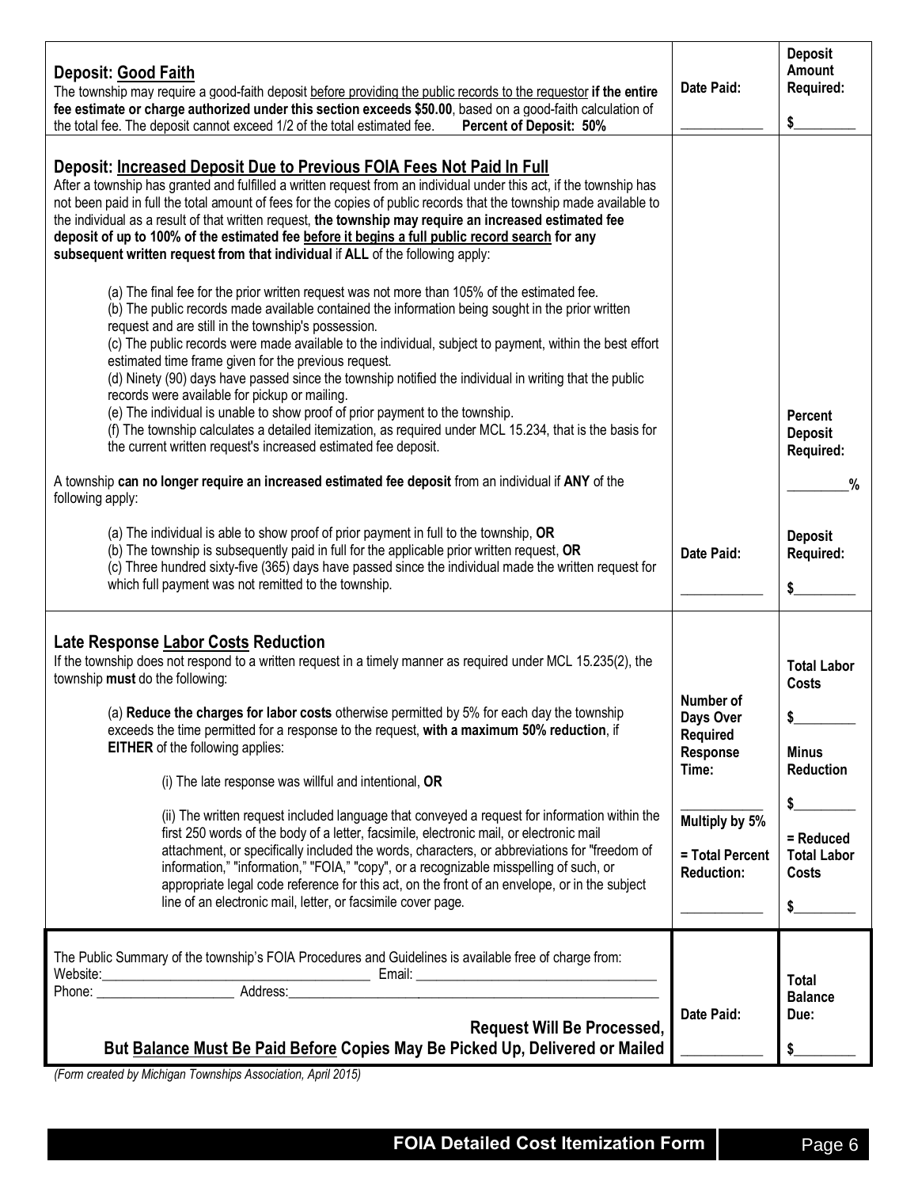| | | |
|---|---|---|
| **Deposit: Good Faith**<br>The township may require a good-faith deposit before providing the public records to the requestor **if the entire fee estimate or charge authorized under this section exceeds $50.00**, based on a good-faith calculation of the total fee. The deposit cannot exceed 1/2 of the total estimated fee. **Percent of Deposit: 50%** | **Date Paid:**<br>\_\_\_\_\_\_\_\_\_\_\_\_ | **Deposit Amount Required:**<br>**$**\_\_\_\_\_\_\_\_\_ |
| **Deposit: Increased Deposit Due to Previous FOIA Fees Not Paid In Full**<br>After a township has granted and fulfilled a written request from an individual under this act, if the township has not been paid in full the total amount of fees for the copies of public records that the township made available to the individual as a result of that written request, **the township may require an increased estimated fee deposit of up to 100% of the estimated fee before it begins a full public record search for any subsequent written request from that individual** if **ALL** of the following apply:<br><br>(a) The final fee for the prior written request was not more than 105% of the estimated fee.<br>(b) The public records made available contained the information being sought in the prior written request and are still in the township's possession.<br>(c) The public records were made available to the individual, subject to payment, within the best effort estimated time frame given for the previous request.<br>(d) Ninety (90) days have passed since the township notified the individual in writing that the public records were available for pickup or mailing.<br>(e) The individual is unable to show proof of prior payment to the township.<br>(f) The township calculates a detailed itemization, as required under MCL 15.234, that is the basis for the current written request's increased estimated fee deposit.<br><br>A township **can no longer require an increased estimated fee deposit** from an individual if **ANY** of the following apply:<br><br>(a) The individual is able to show proof of prior payment in full to the township, **OR**<br>(b) The township is subsequently paid in full for the applicable prior written request, **OR**<br>(c) Three hundred sixty-five (365) days have passed since the individual made the written request for which full payment was not remitted to the township. | **Date Paid:**<br>\_\_\_\_\_\_\_\_\_\_\_\_ | **Percent Deposit Required:**<br>\_\_\_\_\_\_\_\_\_**%**<br><br>**Deposit Required:**<br>**$**\_\_\_\_\_\_\_\_\_ |
| **Late Response Labor Costs Reduction**<br>If the township does not respond to a written request in a timely manner as required under MCL 15.235(2), the township **must** do the following:<br><br>(a) **Reduce the charges for labor costs** otherwise permitted by 5% for each day the township exceeds the time permitted for a response to the request, **with a maximum 50% reduction**, if **EITHER** of the following applies:<br><br>(i) The late response was willful and intentional, **OR**<br><br>(ii) The written request included language that conveyed a request for information within the first 250 words of the body of a letter, facsimile, electronic mail, or electronic mail attachment, or specifically included the words, characters, or abbreviations for "freedom of information," "information," "FOIA," "copy", or a recognizable misspelling of such, or appropriate legal code reference for this act, on the front of an envelope, or in the subject line of an electronic mail, letter, or facsimile cover page. | **Number of Days Over Required Response Time:**<br>\_\_\_\_\_\_\_\_\_\_\_\_<br>**Multiply by 5%**<br>**= Total Percent Reduction:**<br>\_\_\_\_\_\_\_\_\_\_\_\_ | **Total Labor Costs**<br>**$**\_\_\_\_\_\_\_\_\_<br>**Minus Reduction**<br>**$**\_\_\_\_\_\_\_\_\_<br>**= Reduced Total Labor Costs**<br>**$**\_\_\_\_\_\_\_\_\_ |
| The Public Summary of the township's FOIA Procedures and Guidelines is available free of charge from:<br>Website:\_\_\_\_\_\_\_\_\_\_\_\_\_\_\_\_\_\_\_\_\_\_\_\_\_\_\_\_\_\_\_\_\_\_\_\_\_\_ Email: \_\_\_\_\_\_\_\_\_\_\_\_\_\_\_\_\_\_\_\_\_\_\_\_\_\_\_\_\_\_\_\_\_\_\_\_<br>Phone: \_\_\_\_\_\_\_\_\_\_\_\_\_\_\_\_\_\_\_\_ Address:\_\_\_\_\_\_\_\_\_\_\_\_\_\_\_\_\_\_\_\_\_\_\_\_\_\_\_\_\_\_\_\_\_\_\_\_\_\_\_\_\_\_\_\_\_\_\_\_\_\_\_\_\_\_<br><br>**Request Will Be Processed,**<br>**But Balance Must Be Paid Before Copies May Be Picked Up, Delivered or Mailed** | **Date Paid:**<br>\_\_\_\_\_\_\_\_\_\_\_\_ | **Total Balance Due:**<br>**$**\_\_\_\_\_\_\_\_\_ |

*(Form created by Michigan Townships Association, April 2015)*

**FOIA Detailed Cost Itemization Form**